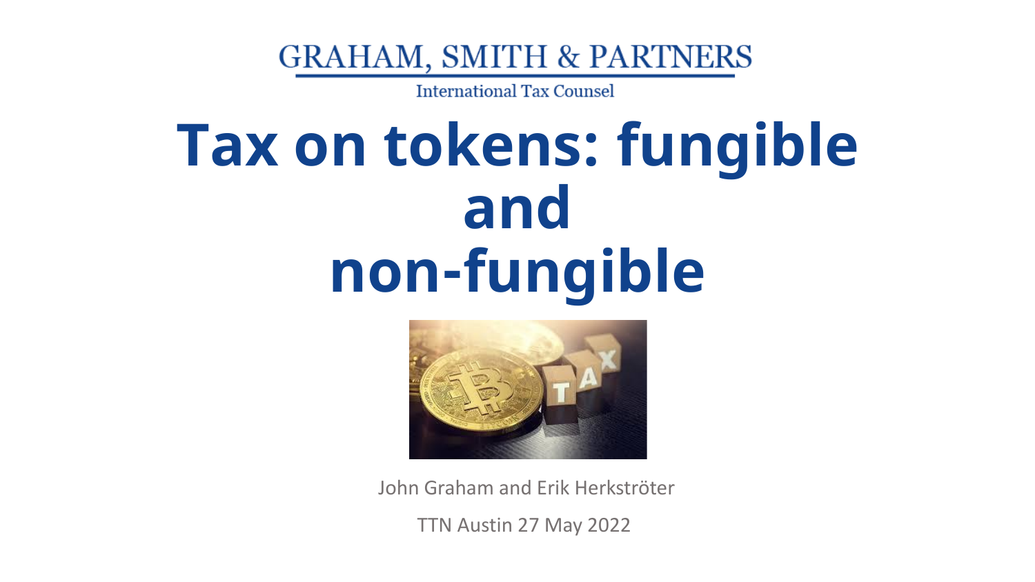GRAHAM, SMITH & PARTNERS

International Tax Counsel

# Tax on tokens: fungible and non-fungible

John Graham and Erik Herkströter

TTN Austin 27 May 2022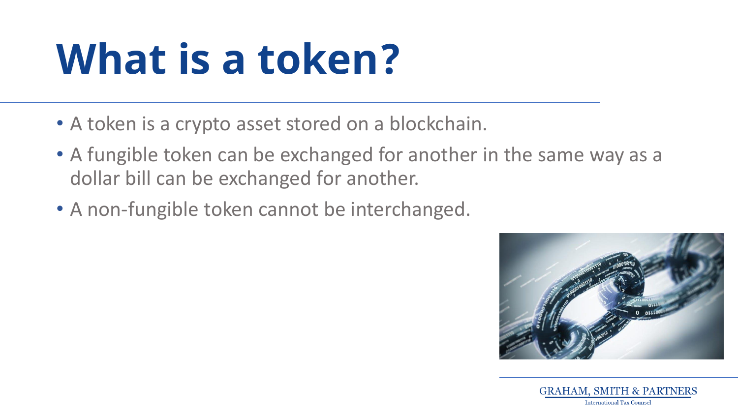# What is a token?

- A token is a crypto asset stored on a blockchain.
- A fungible token can be exchanged for another in the same way as a dollar bill can be exchanged for another.
- A non-fungible token cannot be interchanged.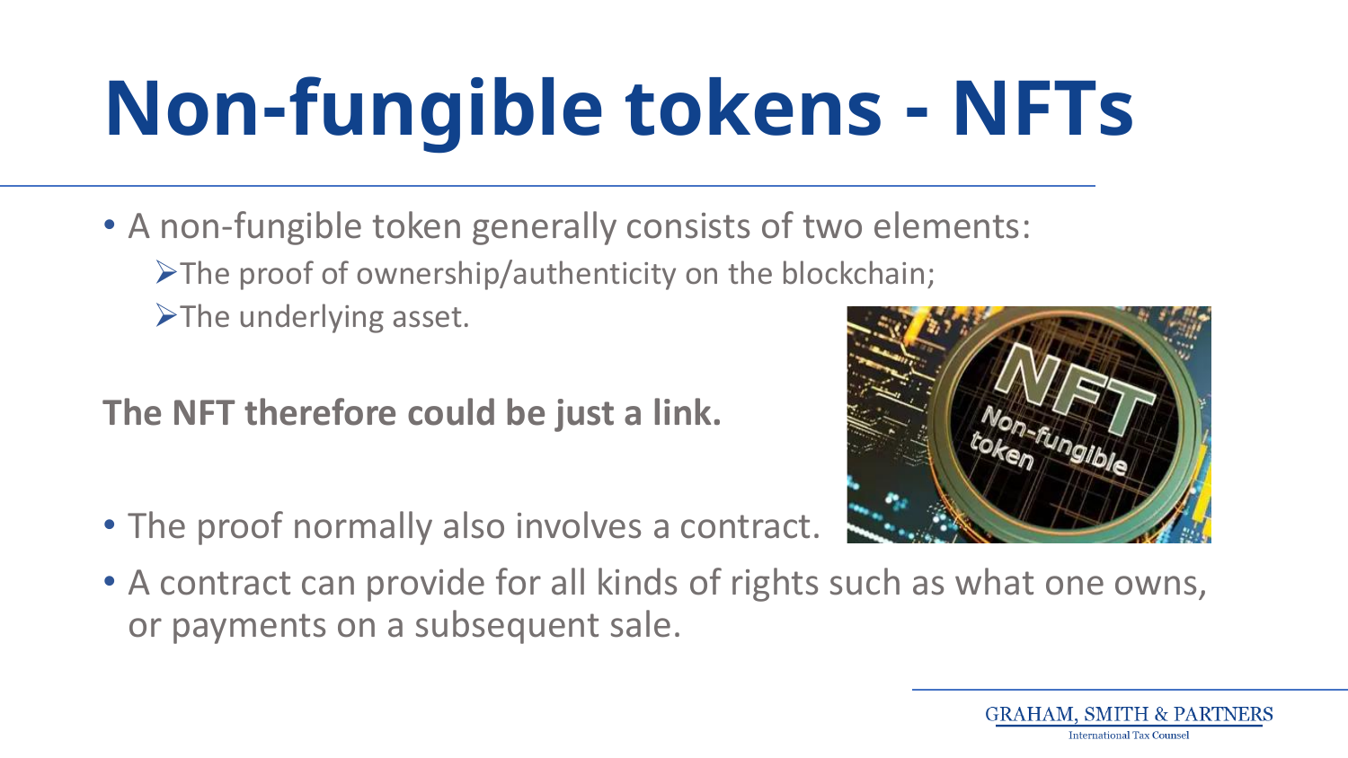# Non-fungible tokens - NFTs

- A non-fungible token generally consists of two elements:
  - The proof of ownership/authenticity on the blockchain;
  - The underlying asset.

**The NFT therefore could be just a link.**

- The proof normally also involves a contract.
- A contract can provide for all kinds of rights such as what one owns, or payments on a subsequent sale.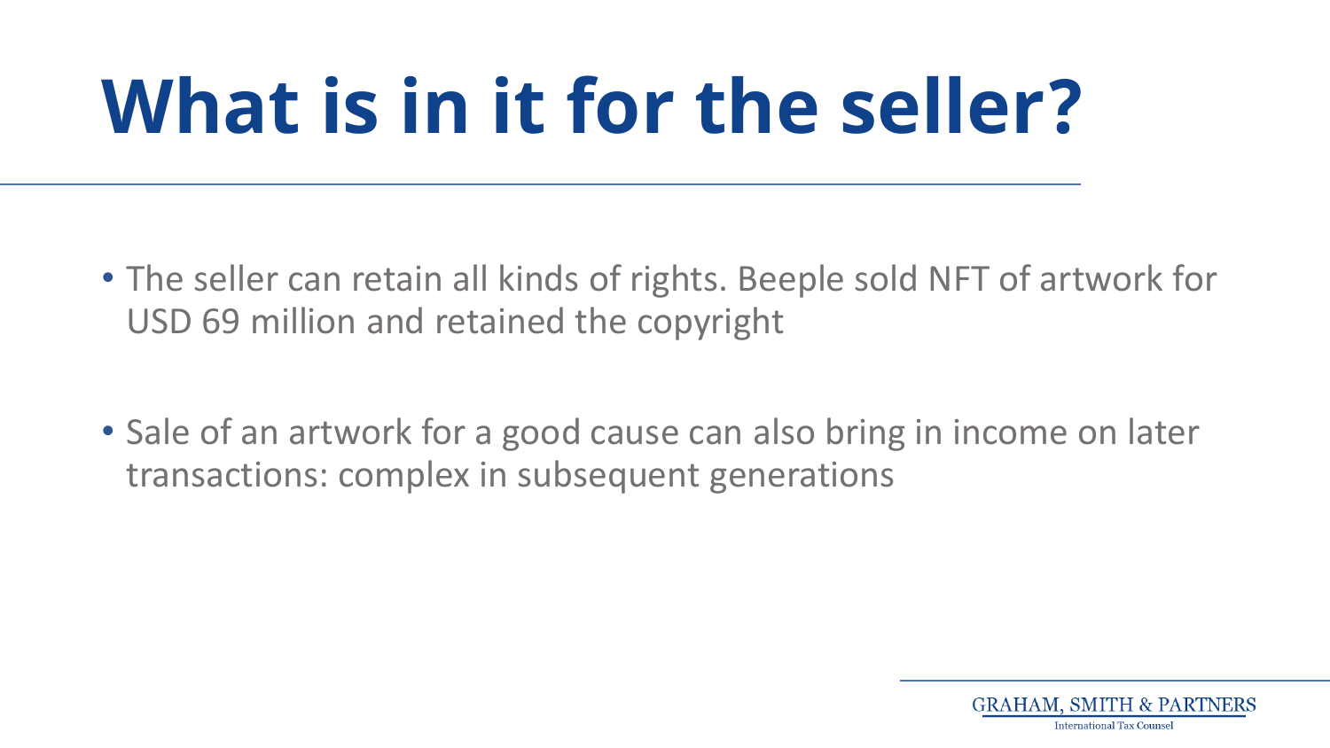# What is in it for the seller?

- The seller can retain all kinds of rights. Beeple sold NFT of artwork for USD 69 million and retained the copyright

- Sale of an artwork for a good cause can also bring in income on later transactions: complex in subsequent generations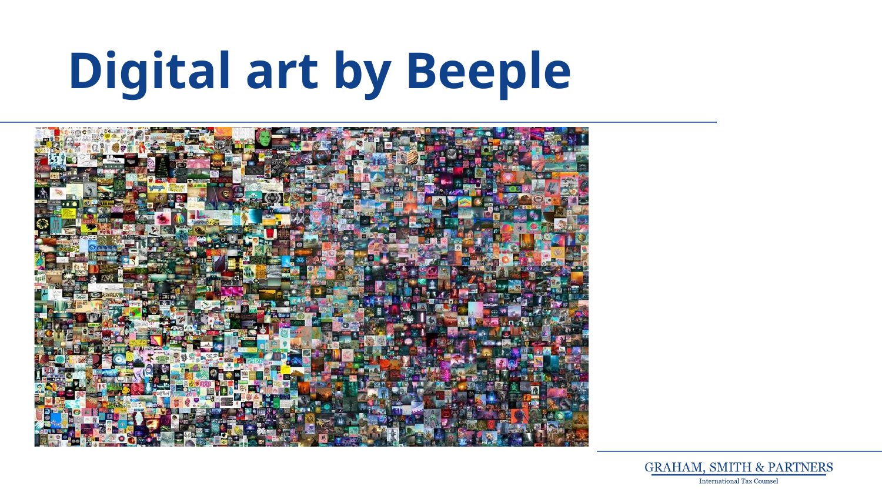# Digital art by Beeple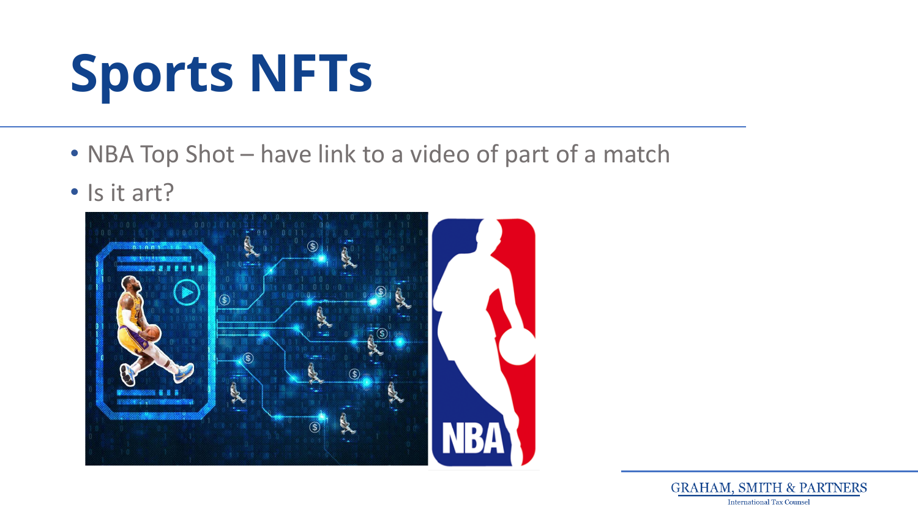# Sports NFTs

- NBA Top Shot – have link to a video of part of a match
- Is it art?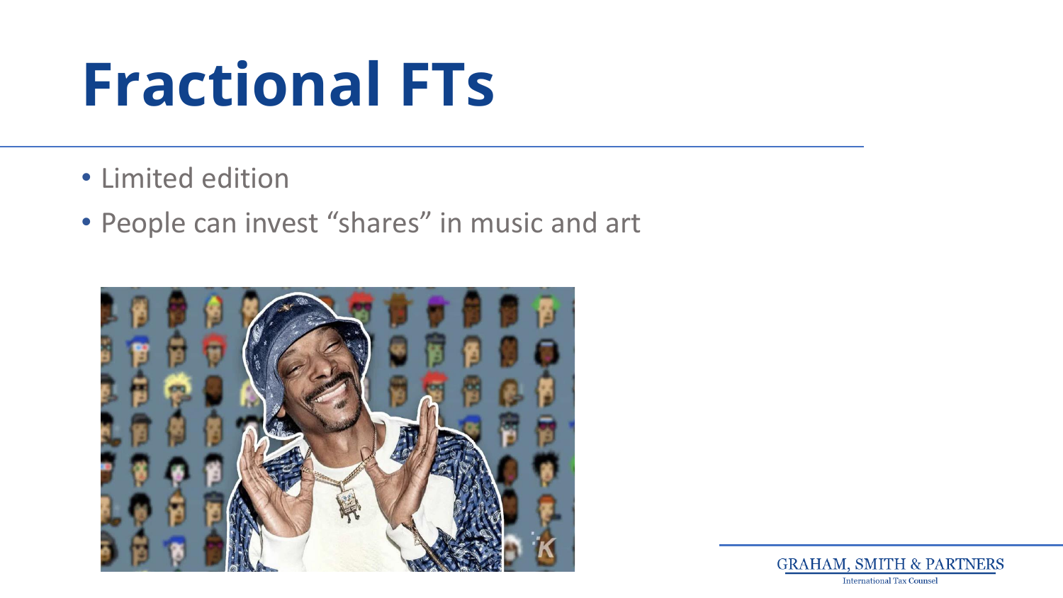# Fractional FTs

- Limited edition
- People can invest "shares" in music and art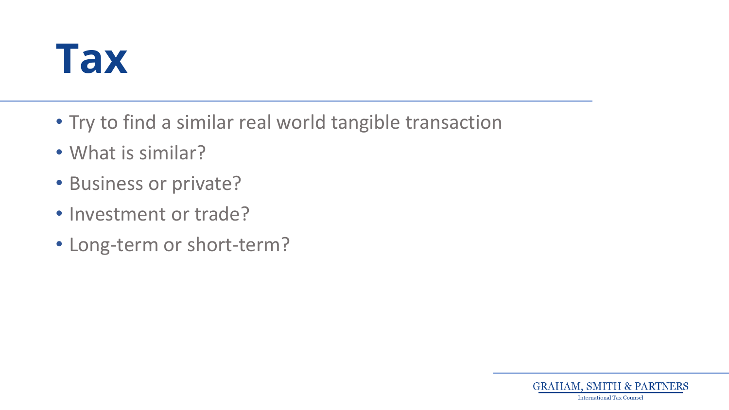# Tax

- Try to find a similar real world tangible transaction
- What is similar?
- Business or private?
- Investment or trade?
- Long-term or short-term?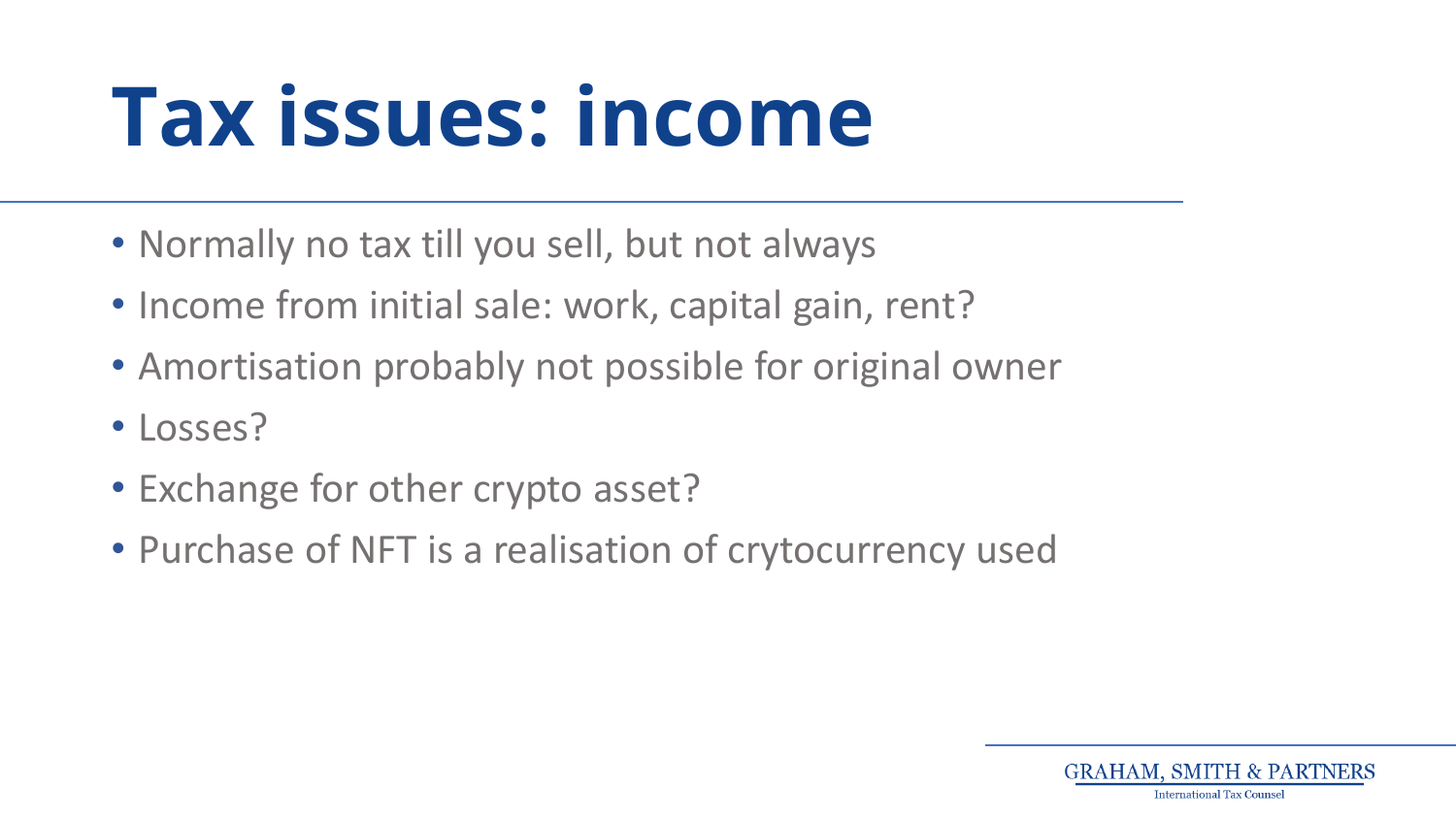# Tax issues: income

- Normally no tax till you sell, but not always
- Income from initial sale: work, capital gain, rent?
- Amortisation probably not possible for original owner
- Losses?
- Exchange for other crypto asset?
- Purchase of NFT is a realisation of crytocurrency used

GRAHAM, SMITH & PARTNERS
International Tax Counsel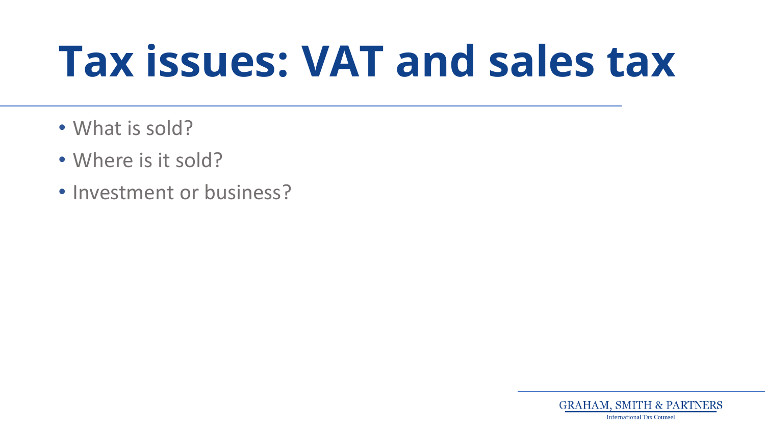# Tax issues: VAT and sales tax

- What is sold?
- Where is it sold?
- Investment or business?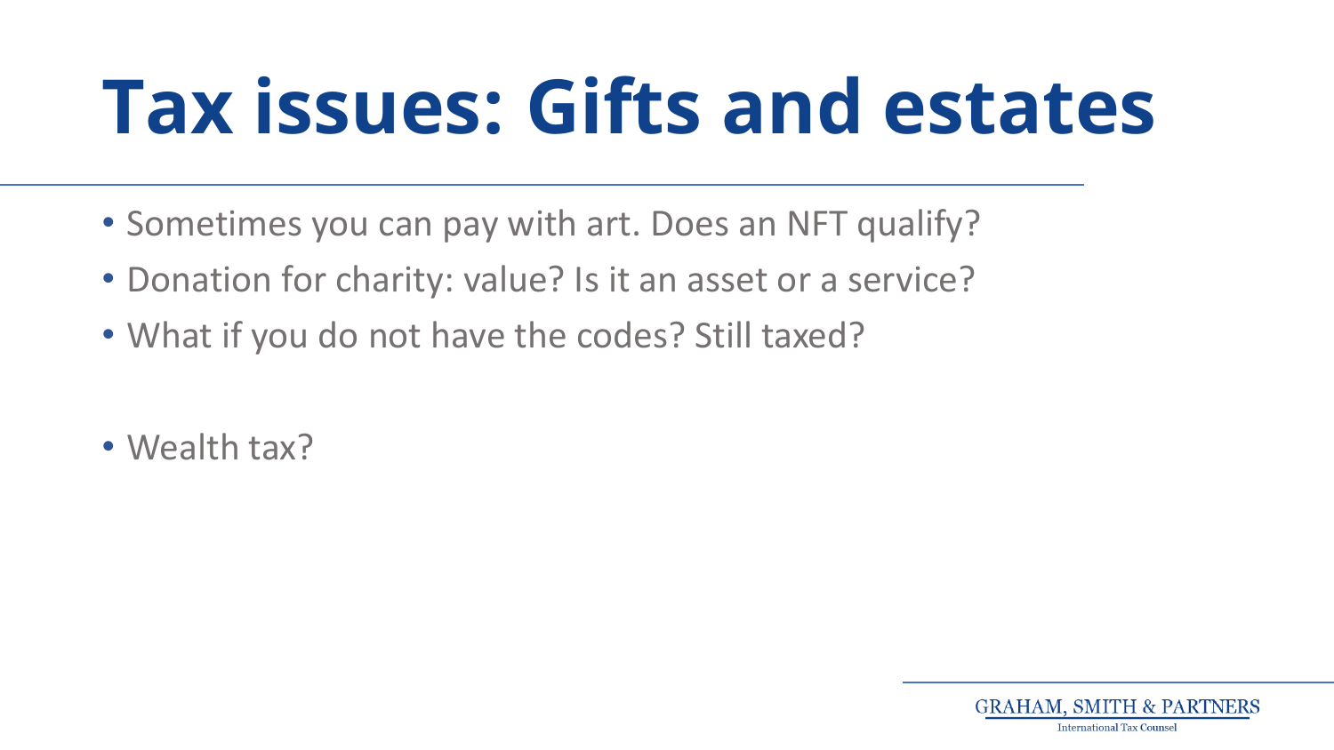# Tax issues: Gifts and estates

- Sometimes you can pay with art. Does an NFT qualify?
- Donation for charity: value? Is it an asset or a service?
- What if you do not have the codes? Still taxed?

- Wealth tax?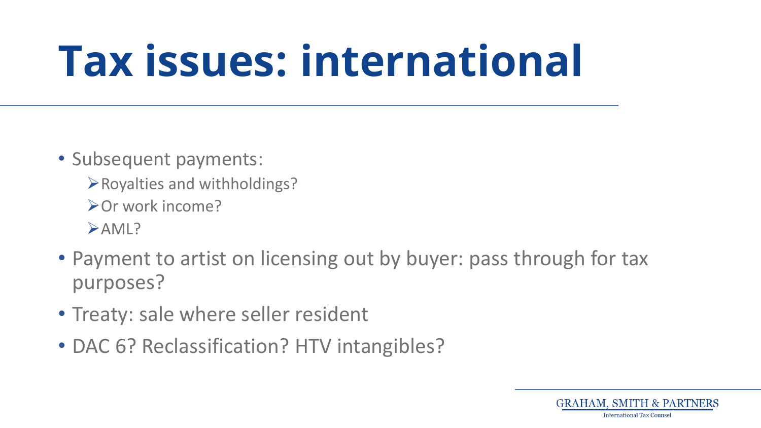# Tax issues: international

- Subsequent payments:
  - Royalties and withholdings?
  - Or work income?
  - AML?
- Payment to artist on licensing out by buyer: pass through for tax purposes?
- Treaty: sale where seller resident
- DAC 6? Reclassification? HTV intangibles?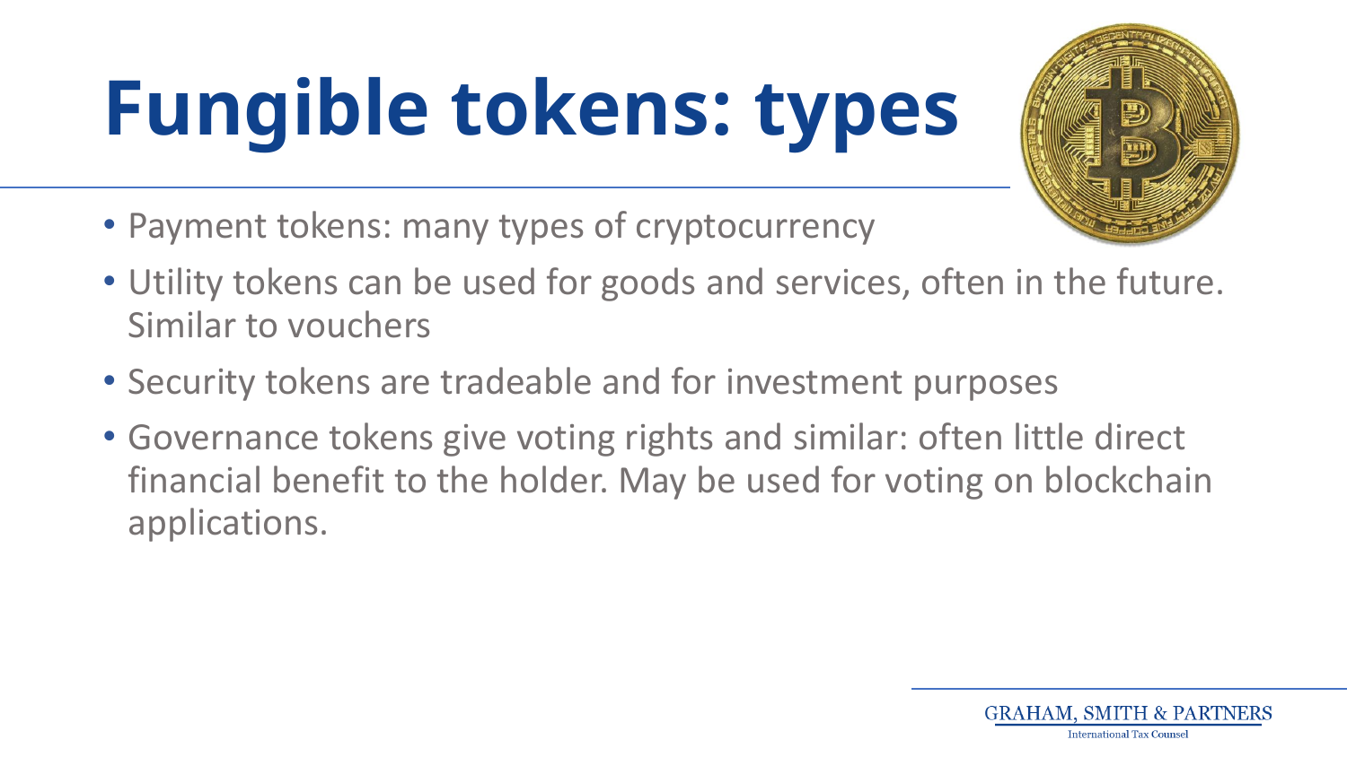# Fungible tokens: types

- Payment tokens: many types of cryptocurrency
- Utility tokens can be used for goods and services, often in the future. Similar to vouchers
- Security tokens are tradeable and for investment purposes
- Governance tokens give voting rights and similar: often little direct financial benefit to the holder. May be used for voting on blockchain applications.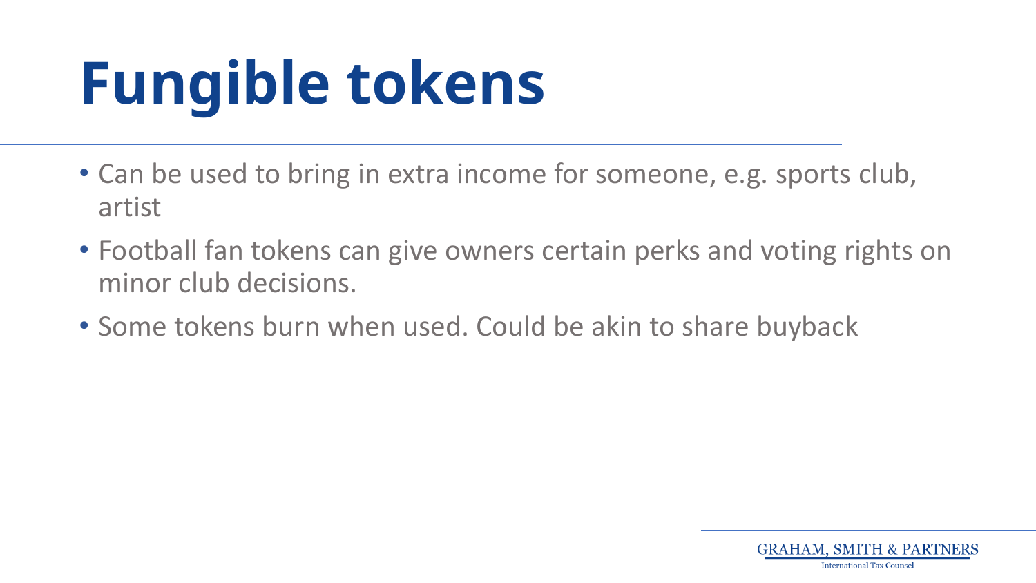# Fungible tokens

- Can be used to bring in extra income for someone, e.g. sports club, artist
- Football fan tokens can give owners certain perks and voting rights on minor club decisions.
- Some tokens burn when used. Could be akin to share buyback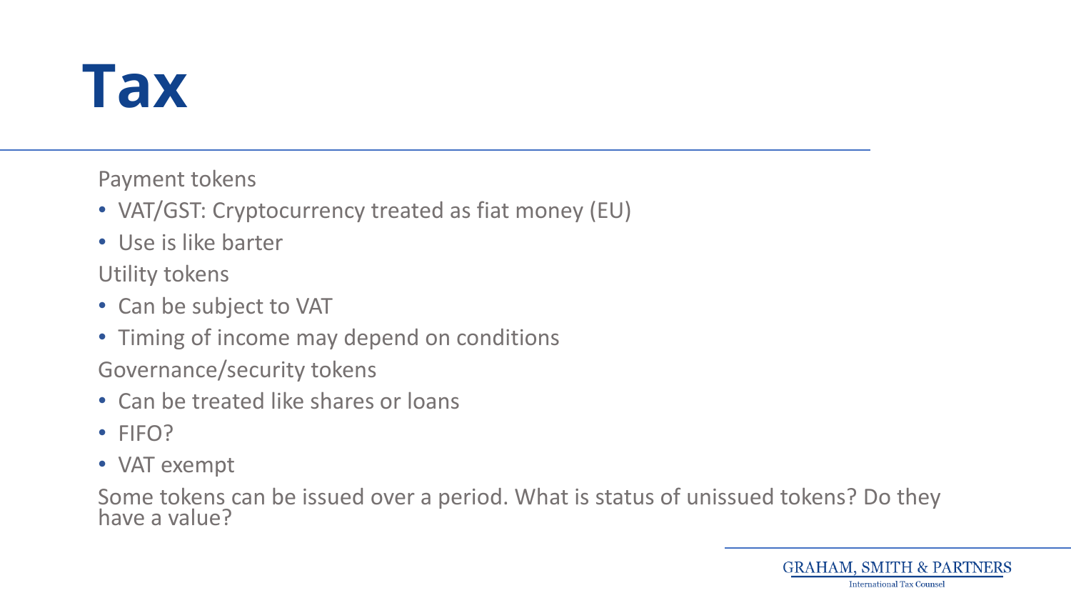# Tax

Payment tokens

- VAT/GST: Cryptocurrency treated as fiat money (EU)
- Use is like barter

Utility tokens

- Can be subject to VAT
- Timing of income may depend on conditions

Governance/security tokens

- Can be treated like shares or loans
- FIFO?
- VAT exempt

Some tokens can be issued over a period. What is status of unissued tokens? Do they have a value?

GRAHAM, SMITH & PARTNERS
International Tax Counsel